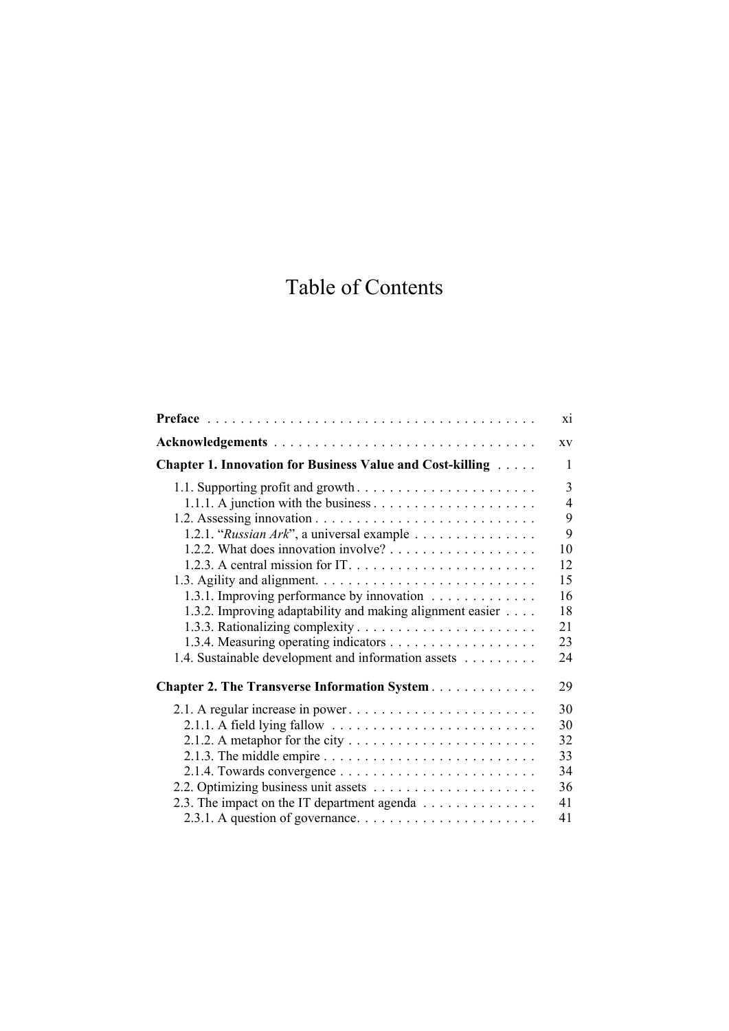# Table of Contents

**Preface** . . . . . . . . . . . . . . . . . . . . . . . . . . . . . . . . . . . . . . . xi

**Acknowledgements** . . . . . . . . . . . . . . . . . . . . . . . . . . . . . . . . xv

**Chapter 1. Innovation for Business Value and Cost-killing** . . . . . 1

- 1.1. Supporting profit and growth . . . . . . . . . . . . . . . . . . . . . . 3
  - 1.1.1. A junction with the business . . . . . . . . . . . . . . . . . . . . 4
- 1.2. Assessing innovation . . . . . . . . . . . . . . . . . . . . . . . . . . . 9
  - 1.2.1. "*Russian Ark*", a universal example . . . . . . . . . . . . . . . 9
  - 1.2.2. What does innovation involve? . . . . . . . . . . . . . . . . . . 10
  - 1.2.3. A central mission for IT . . . . . . . . . . . . . . . . . . . . . . . 12
- 1.3. Agility and alignment . . . . . . . . . . . . . . . . . . . . . . . . . . . 15
  - 1.3.1. Improving performance by innovation . . . . . . . . . . . . . 16
  - 1.3.2. Improving adaptability and making alignment easier . . . . 18
  - 1.3.3. Rationalizing complexity . . . . . . . . . . . . . . . . . . . . . . 21
  - 1.3.4. Measuring operating indicators . . . . . . . . . . . . . . . . . . 23
- 1.4. Sustainable development and information assets . . . . . . . . . 24

**Chapter 2. The Transverse Information System** . . . . . . . . . . . . . 29

- 2.1. A regular increase in power . . . . . . . . . . . . . . . . . . . . . . . 30
  - 2.1.1. A field lying fallow . . . . . . . . . . . . . . . . . . . . . . . . . 30
  - 2.1.2. A metaphor for the city . . . . . . . . . . . . . . . . . . . . . . . 32
  - 2.1.3. The middle empire . . . . . . . . . . . . . . . . . . . . . . . . . . 33
  - 2.1.4. Towards convergence . . . . . . . . . . . . . . . . . . . . . . . . 34
- 2.2. Optimizing business unit assets . . . . . . . . . . . . . . . . . . . . 36
- 2.3. The impact on the IT department agenda . . . . . . . . . . . . . . 41
  - 2.3.1. A question of governance . . . . . . . . . . . . . . . . . . . . . . 41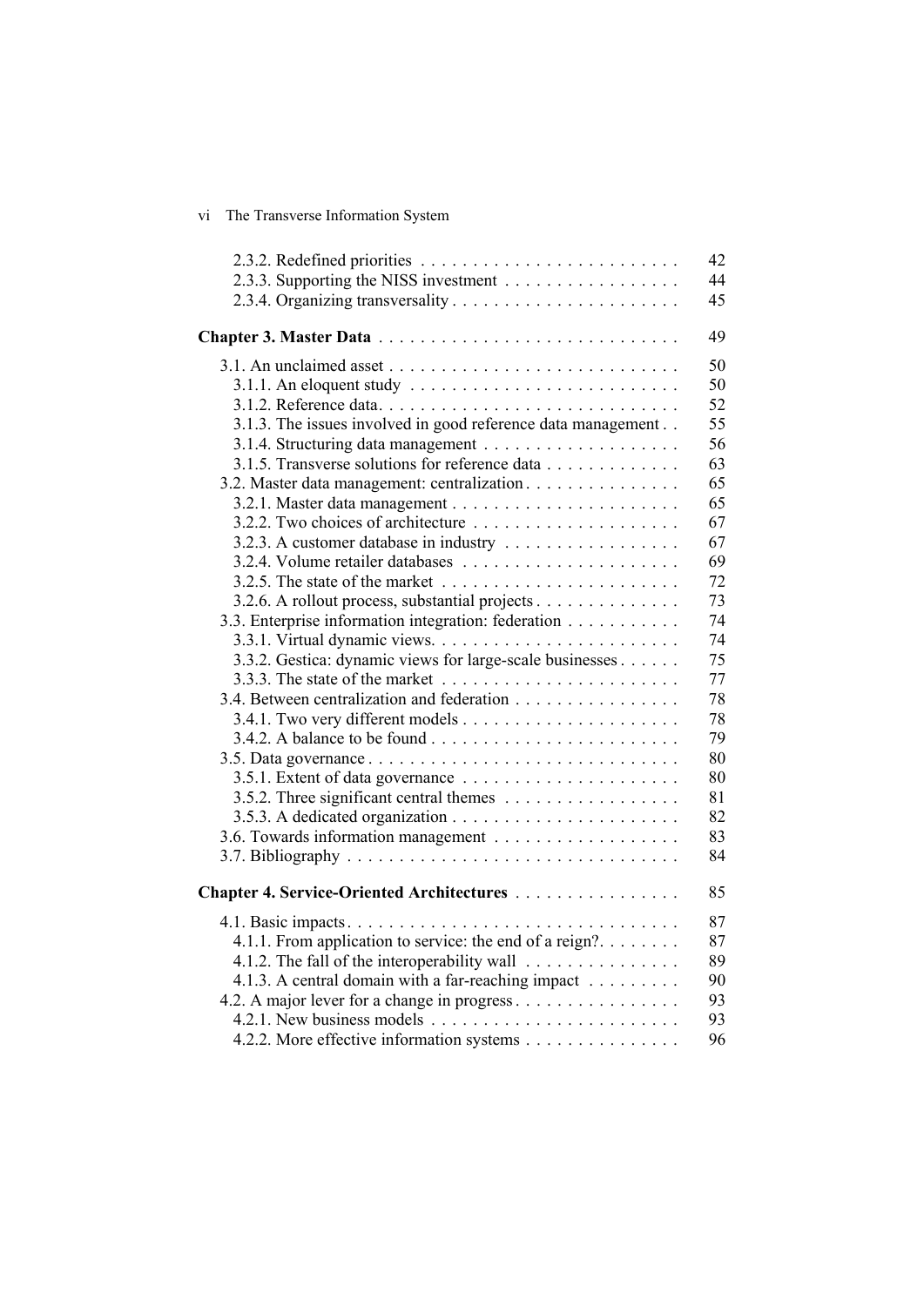2.3.2. Redefined priorities . . . . . . . . . . . . . . . . . . . . . . . . . 42
2.3.3. Supporting the NISS investment . . . . . . . . . . . . . . . . . 44
2.3.4. Organizing transversality . . . . . . . . . . . . . . . . . . . . . . 45

**Chapter 3. Master Data** . . . . . . . . . . . . . . . . . . . . . . . . . . . . . 49

3.1. An unclaimed asset . . . . . . . . . . . . . . . . . . . . . . . . . . . . 50
3.1.1. An eloquent study . . . . . . . . . . . . . . . . . . . . . . . . . . 50
3.1.2. Reference data. . . . . . . . . . . . . . . . . . . . . . . . . . . . . 52
3.1.3. The issues involved in good reference data management . . 55
3.1.4. Structuring data management . . . . . . . . . . . . . . . . . . . 56
3.1.5. Transverse solutions for reference data . . . . . . . . . . . . . 63
3.2. Master data management: centralization . . . . . . . . . . . . . . . 65
3.2.1. Master data management . . . . . . . . . . . . . . . . . . . . . . 65
3.2.2. Two choices of architecture . . . . . . . . . . . . . . . . . . . . 67
3.2.3. A customer database in industry . . . . . . . . . . . . . . . . . 67
3.2.4. Volume retailer databases . . . . . . . . . . . . . . . . . . . . . 69
3.2.5. The state of the market . . . . . . . . . . . . . . . . . . . . . . . 72
3.2.6. A rollout process, substantial projects . . . . . . . . . . . . . . 73
3.3. Enterprise information integration: federation . . . . . . . . . . . 74
3.3.1. Virtual dynamic views. . . . . . . . . . . . . . . . . . . . . . . . 74
3.3.2. Gestica: dynamic views for large-scale businesses . . . . . . 75
3.3.3. The state of the market . . . . . . . . . . . . . . . . . . . . . . . 77
3.4. Between centralization and federation . . . . . . . . . . . . . . . . 78
3.4.1. Two very different models . . . . . . . . . . . . . . . . . . . . . 78
3.4.2. A balance to be found . . . . . . . . . . . . . . . . . . . . . . . . 79
3.5. Data governance . . . . . . . . . . . . . . . . . . . . . . . . . . . . . . 80
3.5.1. Extent of data governance . . . . . . . . . . . . . . . . . . . . . 80
3.5.2. Three significant central themes . . . . . . . . . . . . . . . . . 81
3.5.3. A dedicated organization . . . . . . . . . . . . . . . . . . . . . . 82
3.6. Towards information management . . . . . . . . . . . . . . . . . . 83
3.7. Bibliography . . . . . . . . . . . . . . . . . . . . . . . . . . . . . . . . 84

**Chapter 4. Service-Oriented Architectures** . . . . . . . . . . . . . . . . 85

4.1. Basic impacts . . . . . . . . . . . . . . . . . . . . . . . . . . . . . . . . 87
4.1.1. From application to service: the end of a reign?. . . . . . . . 87
4.1.2. The fall of the interoperability wall . . . . . . . . . . . . . . . 89
4.1.3. A central domain with a far-reaching impact . . . . . . . . . 90
4.2. A major lever for a change in progress . . . . . . . . . . . . . . . . 93
4.2.1. New business models . . . . . . . . . . . . . . . . . . . . . . . . 93
4.2.2. More effective information systems . . . . . . . . . . . . . . . 96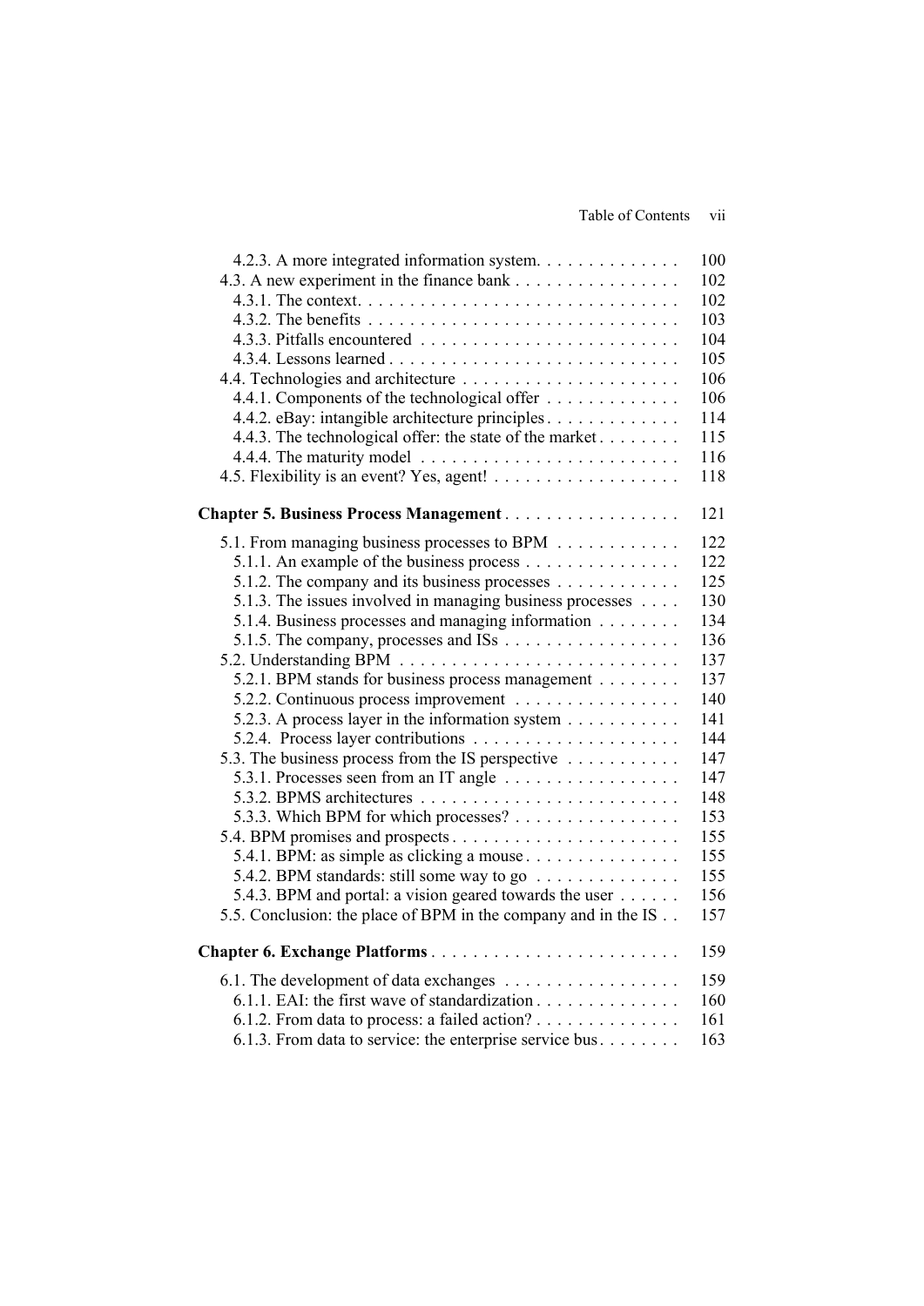4.2.3. A more integrated information system. . . . . . . . . . . . . . 100
4.3. A new experiment in the finance bank . . . . . . . . . . . . . . . . 102
4.3.1. The context. . . . . . . . . . . . . . . . . . . . . . . . . . . . . . . . 102
4.3.2. The benefits . . . . . . . . . . . . . . . . . . . . . . . . . . . . . . . 103
4.3.3. Pitfalls encountered . . . . . . . . . . . . . . . . . . . . . . . . . 104
4.3.4. Lessons learned . . . . . . . . . . . . . . . . . . . . . . . . . . . . 105
4.4. Technologies and architecture . . . . . . . . . . . . . . . . . . . . . 106
4.4.1. Components of the technological offer . . . . . . . . . . . . . 106
4.4.2. eBay: intangible architecture principles . . . . . . . . . . . . . 114
4.4.3. The technological offer: the state of the market . . . . . . . . 115
4.4.4. The maturity model . . . . . . . . . . . . . . . . . . . . . . . . . 116
4.5. Flexibility is an event? Yes, agent! . . . . . . . . . . . . . . . . . . 118

**Chapter 5. Business Process Management** . . . . . . . . . . . . . . . . . 121

5.1. From managing business processes to BPM . . . . . . . . . . . . 122
5.1.1. An example of the business process . . . . . . . . . . . . . . . 122
5.1.2. The company and its business processes . . . . . . . . . . . . 125
5.1.3. The issues involved in managing business processes . . . . 130
5.1.4. Business processes and managing information . . . . . . . . 134
5.1.5. The company, processes and ISs . . . . . . . . . . . . . . . . . 136
5.2. Understanding BPM . . . . . . . . . . . . . . . . . . . . . . . . . . . 137
5.2.1. BPM stands for business process management . . . . . . . . 137
5.2.2. Continuous process improvement . . . . . . . . . . . . . . . . 140
5.2.3. A process layer in the information system . . . . . . . . . . . 141
5.2.4. Process layer contributions . . . . . . . . . . . . . . . . . . . . 144
5.3. The business process from the IS perspective . . . . . . . . . . . 147
5.3.1. Processes seen from an IT angle . . . . . . . . . . . . . . . . . 147
5.3.2. BPMS architectures . . . . . . . . . . . . . . . . . . . . . . . . . 148
5.3.3. Which BPM for which processes? . . . . . . . . . . . . . . . . 153
5.4. BPM promises and prospects . . . . . . . . . . . . . . . . . . . . . . 155
5.4.1. BPM: as simple as clicking a mouse . . . . . . . . . . . . . . . 155
5.4.2. BPM standards: still some way to go . . . . . . . . . . . . . . 155
5.4.3. BPM and portal: a vision geared towards the user . . . . . . 156
5.5. Conclusion: the place of BPM in the company and in the IS . . 157

**Chapter 6. Exchange Platforms** . . . . . . . . . . . . . . . . . . . . . . . . 159

6.1. The development of data exchanges . . . . . . . . . . . . . . . . . 159
6.1.1. EAI: the first wave of standardization . . . . . . . . . . . . . . 160
6.1.2. From data to process: a failed action? . . . . . . . . . . . . . . 161
6.1.3. From data to service: the enterprise service bus . . . . . . . . 163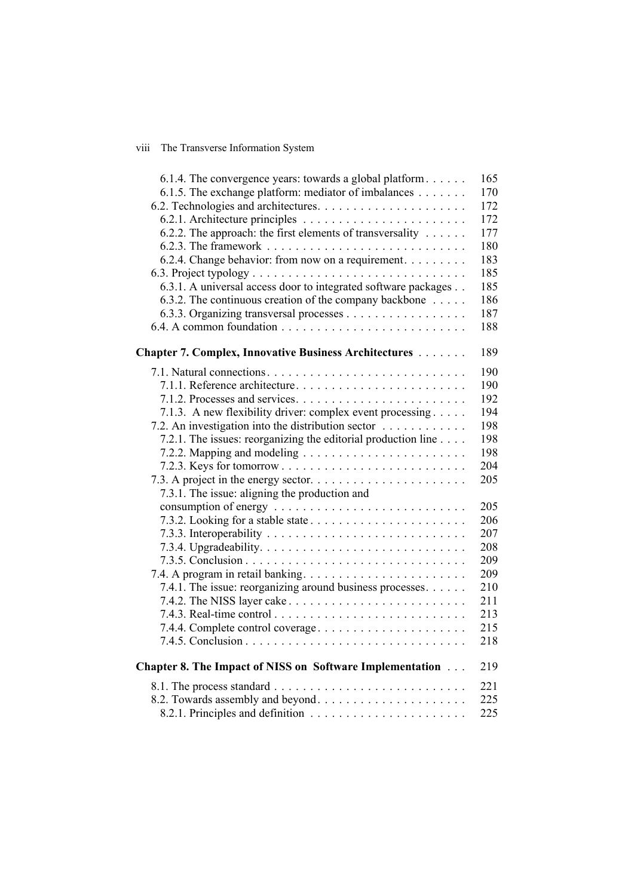6.1.4. The convergence years: towards a global platform . . . . . . 165
6.1.5. The exchange platform: mediator of imbalances . . . . . . . 170
6.2. Technologies and architectures. . . . . . . . . . . . . . . . . . . . . 172
6.2.1. Architecture principles . . . . . . . . . . . . . . . . . . . . . . . 172
6.2.2. The approach: the first elements of transversality . . . . . . 177
6.2.3. The framework . . . . . . . . . . . . . . . . . . . . . . . . . . . . 180
6.2.4. Change behavior: from now on a requirement. . . . . . . . . 183
6.3. Project typology . . . . . . . . . . . . . . . . . . . . . . . . . . . . . . 185
6.3.1. A universal access door to integrated software packages . . 185
6.3.2. The continuous creation of the company backbone . . . . . 186
6.3.3. Organizing transversal processes . . . . . . . . . . . . . . . . . 187
6.4. A common foundation . . . . . . . . . . . . . . . . . . . . . . . . . . 188

**Chapter 7. Complex, Innovative Business Architectures** . . . . . . . 189

7.1. Natural connections. . . . . . . . . . . . . . . . . . . . . . . . . . . . 190
7.1.1. Reference architecture. . . . . . . . . . . . . . . . . . . . . . . . 190
7.1.2. Processes and services. . . . . . . . . . . . . . . . . . . . . . . . 192
7.1.3. A new flexibility driver: complex event processing . . . . . 194
7.2. An investigation into the distribution sector . . . . . . . . . . . . 198
7.2.1. The issues: reorganizing the editorial production line . . . . 198
7.2.2. Mapping and modeling . . . . . . . . . . . . . . . . . . . . . . . 198
7.2.3. Keys for tomorrow . . . . . . . . . . . . . . . . . . . . . . . . . . 204
7.3. A project in the energy sector. . . . . . . . . . . . . . . . . . . . . . 205
7.3.1. The issue: aligning the production and consumption of energy . . . . . . . . . . . . . . . . . . . . . . . . . . . 205
7.3.2. Looking for a stable state . . . . . . . . . . . . . . . . . . . . . . 206
7.3.3. Interoperability . . . . . . . . . . . . . . . . . . . . . . . . . . . . 207
7.3.4. Upgradeability. . . . . . . . . . . . . . . . . . . . . . . . . . . . . 208
7.3.5. Conclusion . . . . . . . . . . . . . . . . . . . . . . . . . . . . . . . 209
7.4. A program in retail banking. . . . . . . . . . . . . . . . . . . . . . . 209
7.4.1. The issue: reorganizing around business processes. . . . . . 210
7.4.2. The NISS layer cake . . . . . . . . . . . . . . . . . . . . . . . . . 211
7.4.3. Real-time control . . . . . . . . . . . . . . . . . . . . . . . . . . . 213
7.4.4. Complete control coverage . . . . . . . . . . . . . . . . . . . . . 215
7.4.5. Conclusion . . . . . . . . . . . . . . . . . . . . . . . . . . . . . . . 218

**Chapter 8. The Impact of NISS on Software Implementation** . . . 219

8.1. The process standard . . . . . . . . . . . . . . . . . . . . . . . . . . . 221
8.2. Towards assembly and beyond. . . . . . . . . . . . . . . . . . . . . . 225
8.2.1. Principles and definition . . . . . . . . . . . . . . . . . . . . . . 225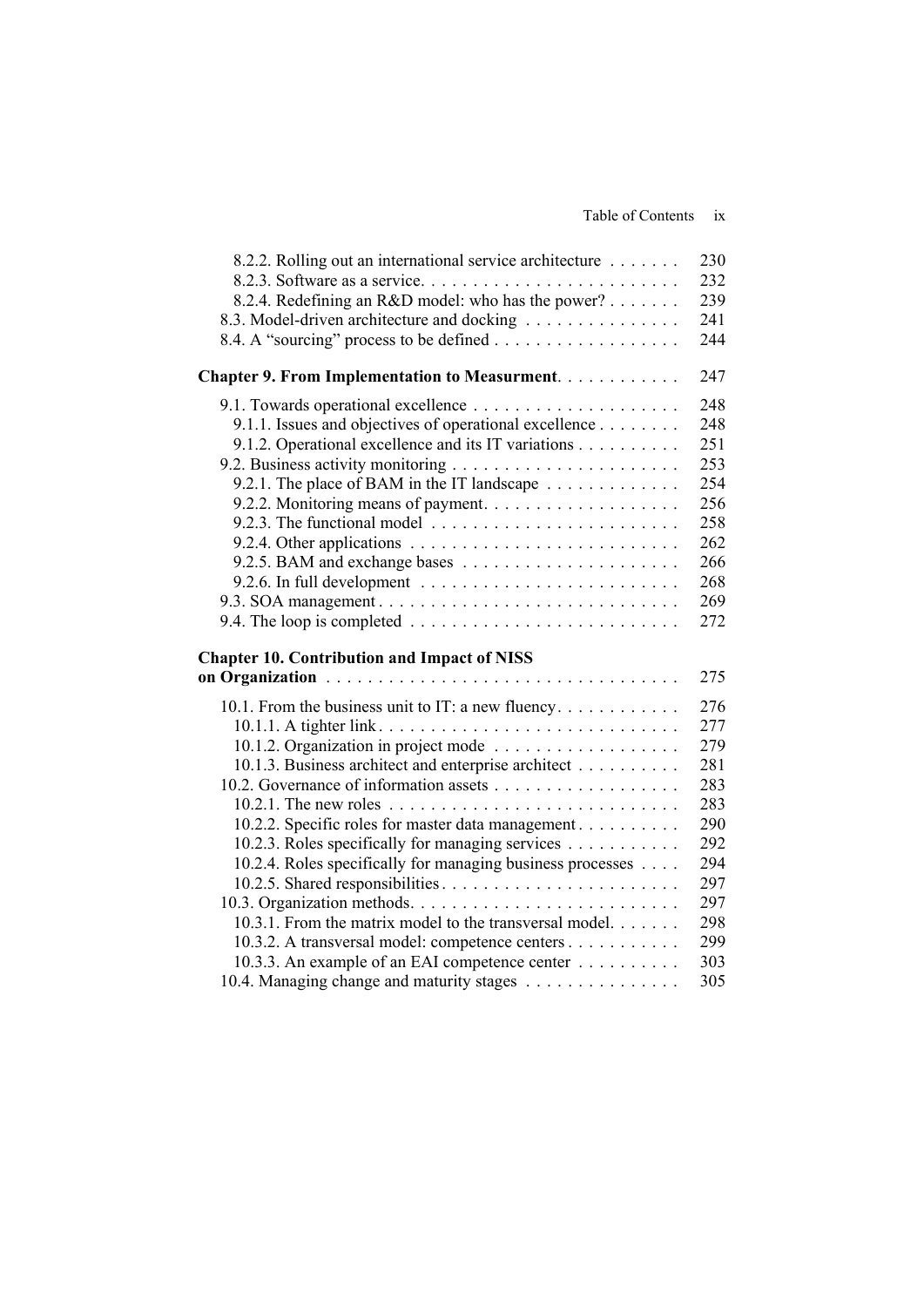8.2.2. Rolling out an international service architecture . . . . . . . 230
8.2.3. Software as a service. . . . . . . . . . . . . . . . . . . . . . . . . 232
8.2.4. Redefining an R&D model: who has the power? . . . . . . . 239
8.3. Model-driven architecture and docking . . . . . . . . . . . . . . 241
8.4. A "sourcing" process to be defined . . . . . . . . . . . . . . . . . 244

**Chapter 9. From Implementation to Measurment**. . . . . . . . . . . 247

9.1. Towards operational excellence . . . . . . . . . . . . . . . . . . . 248
9.1.1. Issues and objectives of operational excellence . . . . . . . . 248
9.1.2. Operational excellence and its IT variations . . . . . . . . . . 251
9.2. Business activity monitoring . . . . . . . . . . . . . . . . . . . . . 253
9.2.1. The place of BAM in the IT landscape . . . . . . . . . . . . . 254
9.2.2. Monitoring means of payment. . . . . . . . . . . . . . . . . . . 256
9.2.3. The functional model . . . . . . . . . . . . . . . . . . . . . . . . 258
9.2.4. Other applications . . . . . . . . . . . . . . . . . . . . . . . . . . 262
9.2.5. BAM and exchange bases . . . . . . . . . . . . . . . . . . . . . 266
9.2.6. In full development . . . . . . . . . . . . . . . . . . . . . . . . . 268
9.3. SOA management . . . . . . . . . . . . . . . . . . . . . . . . . . . . 269
9.4. The loop is completed . . . . . . . . . . . . . . . . . . . . . . . . . 272

**Chapter 10. Contribution and Impact of NISS on Organization** . . . . . . . . . . . . . . . . . . . . . . . . . . . . . . . . . 275

10.1. From the business unit to IT: a new fluency. . . . . . . . . . . 276
10.1.1. A tighter link. . . . . . . . . . . . . . . . . . . . . . . . . . . . 277
10.1.2. Organization in project mode . . . . . . . . . . . . . . . . . 279
10.1.3. Business architect and enterprise architect . . . . . . . . . 281
10.2. Governance of information assets . . . . . . . . . . . . . . . . . 283
10.2.1. The new roles . . . . . . . . . . . . . . . . . . . . . . . . . . . 283
10.2.2. Specific roles for master data management . . . . . . . . . 290
10.2.3. Roles specifically for managing services . . . . . . . . . . 292
10.2.4. Roles specifically for managing business processes . . . . 294
10.2.5. Shared responsibilities. . . . . . . . . . . . . . . . . . . . . . 297
10.3. Organization methods. . . . . . . . . . . . . . . . . . . . . . . . . 297
10.3.1. From the matrix model to the transversal model. . . . . . 298
10.3.2. A transversal model: competence centers . . . . . . . . . . 299
10.3.3. An example of an EAI competence center . . . . . . . . . 303
10.4. Managing change and maturity stages . . . . . . . . . . . . . . 305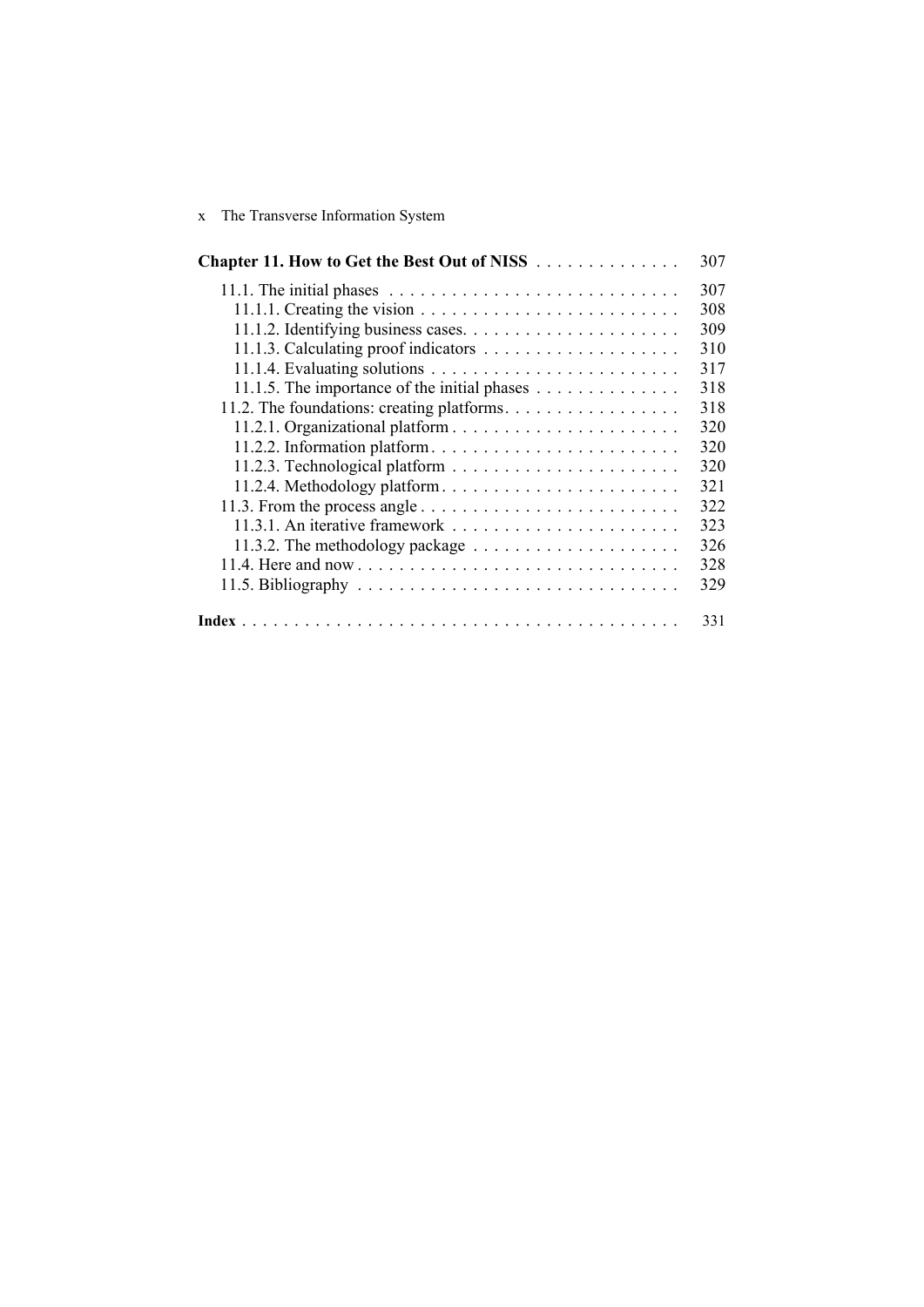**Chapter 11. How to Get the Best Out of NISS** . . . . . . . . . . . . . . 307

11.1. The initial phases . . . . . . . . . . . . . . . . . . . . . . . . . . . . 307
11.1.1. Creating the vision . . . . . . . . . . . . . . . . . . . . . . . . . 308
11.1.2. Identifying business cases. . . . . . . . . . . . . . . . . . . . . 309
11.1.3. Calculating proof indicators . . . . . . . . . . . . . . . . . . . 310
11.1.4. Evaluating solutions . . . . . . . . . . . . . . . . . . . . . . . . 317
11.1.5. The importance of the initial phases . . . . . . . . . . . . . . 318
11.2. The foundations: creating platforms. . . . . . . . . . . . . . . . . 318
11.2.1. Organizational platform . . . . . . . . . . . . . . . . . . . . . . 320
11.2.2. Information platform. . . . . . . . . . . . . . . . . . . . . . . . 320
11.2.3. Technological platform . . . . . . . . . . . . . . . . . . . . . . 320
11.2.4. Methodology platform. . . . . . . . . . . . . . . . . . . . . . . 321
11.3. From the process angle . . . . . . . . . . . . . . . . . . . . . . . . . 322
11.3.1. An iterative framework . . . . . . . . . . . . . . . . . . . . . . 323
11.3.2. The methodology package . . . . . . . . . . . . . . . . . . . . 326
11.4. Here and now . . . . . . . . . . . . . . . . . . . . . . . . . . . . . . . 328
11.5. Bibliography . . . . . . . . . . . . . . . . . . . . . . . . . . . . . . . 329

**Index** . . . . . . . . . . . . . . . . . . . . . . . . . . . . . . . . . . . . . . . . . 331